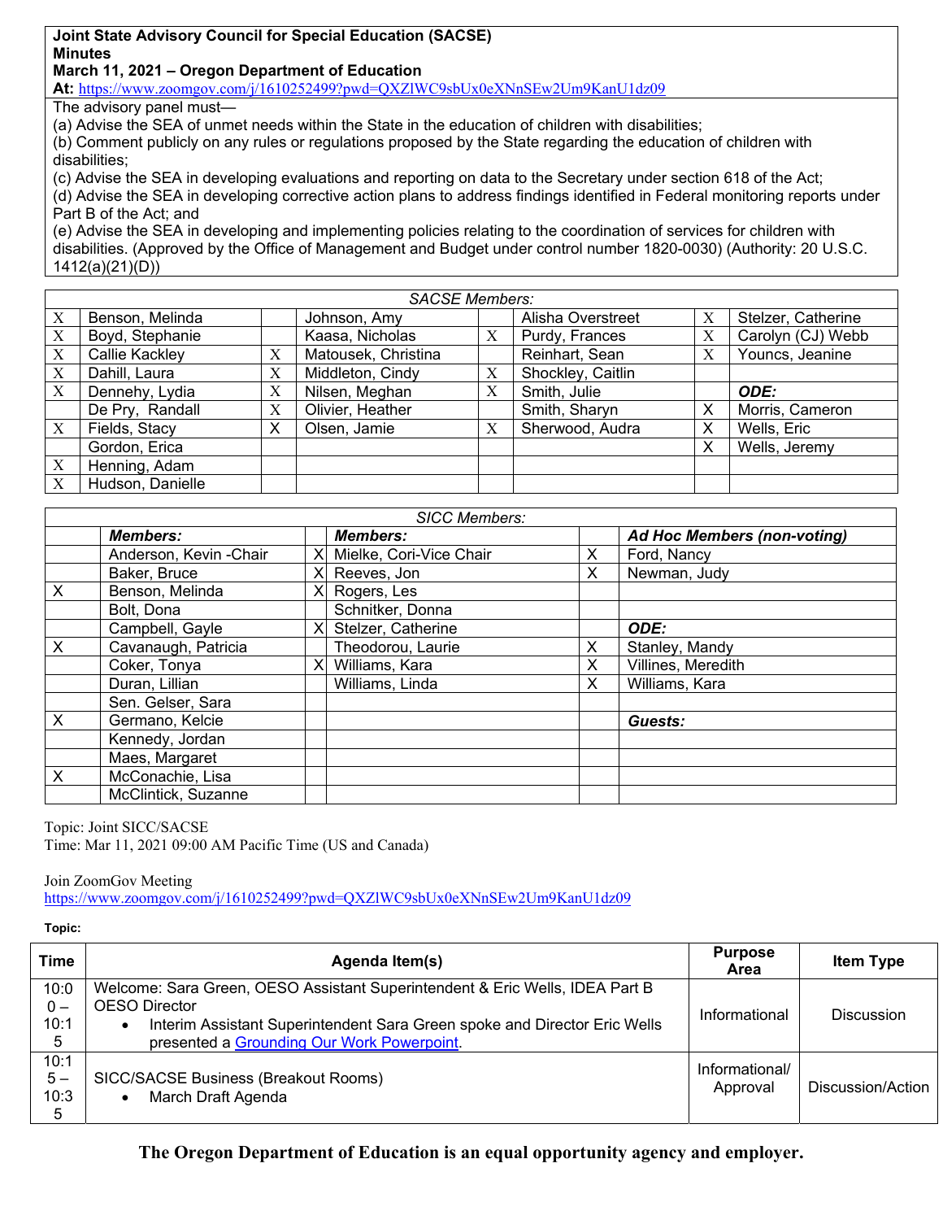**Joint State Advisory Council for Special Education (SACSE)**
**Minutes**
**March 11, 2021 – Oregon Department of Education**
**At:** https://www.zoomgov.com/j/1610252499?pwd=QXZlWC9sbUx0eXNnSEw2Um9KanU1dz09

The advisory panel must—

(a) Advise the SEA of unmet needs within the State in the education of children with disabilities;
(b) Comment publicly on any rules or regulations proposed by the State regarding the education of children with disabilities;
(c) Advise the SEA in developing evaluations and reporting on data to the Secretary under section 618 of the Act;
(d) Advise the SEA in developing corrective action plans to address findings identified in Federal monitoring reports under Part B of the Act; and
(e) Advise the SEA in developing and implementing policies relating to the coordination of services for children with disabilities. (Approved by the Office of Management and Budget under control number 1820-0030) (Authority: 20 U.S.C. 1412(a)(21)(D))

| *SACSE Members:* | | | | | | | |
|---|---|---|---|---|---|---|---|
| X | Benson, Melinda | | Johnson, Amy | | Alisha Overstreet | X | Stelzer, Catherine |
| X | Boyd, Stephanie | | Kaasa, Nicholas | X | Purdy, Frances | X | Carolyn (CJ) Webb |
| X | Callie Kackley | X | Matousek, Christina | | Reinhart, Sean | X | Youncs, Jeanine |
| X | Dahill, Laura | X | Middleton, Cindy | X | Shockley, Caitlin | | |
| X | Dennehy, Lydia | X | Nilsen, Meghan | X | Smith, Julie | | ***ODE:*** |
| | De Pry, Randall | X | Olivier, Heather | | Smith, Sharyn | X | Morris, Cameron |
| X | Fields, Stacy | X | Olsen, Jamie | X | Sherwood, Audra | X | Wells, Eric |
| | Gordon, Erica | | | | | X | Wells, Jeremy |
| X | Henning, Adam | | | | | | |
| X | Hudson, Danielle | | | | | | |

| *SICC Members:* | | | | | |
|---|---|---|---|---|---|
| | ***Members:*** | | ***Members:*** | | ***Ad Hoc Members (non-voting)*** |
| | Anderson, Kevin -Chair | X | Mielke, Cori-Vice Chair | X | Ford, Nancy |
| | Baker, Bruce | X | Reeves, Jon | X | Newman, Judy |
| X | Benson, Melinda | X | Rogers, Les | | |
| | Bolt, Dona | | Schnitker, Donna | | |
| | Campbell, Gayle | X | Stelzer, Catherine | | ***ODE:*** |
| X | Cavanaugh, Patricia | | Theodorou, Laurie | X | Stanley, Mandy |
| | Coker, Tonya | X | Williams, Kara | X | Villines, Meredith |
| | Duran, Lillian | | Williams, Linda | X | Williams, Kara |
| | Sen. Gelser, Sara | | | | |
| X | Germano, Kelcie | | | | ***Guests:*** |
| | Kennedy, Jordan | | | | |
| | Maes, Margaret | | | | |
| X | McConachie, Lisa | | | | |
| | McClintick, Suzanne | | | | |

Topic: Joint SICC/SACSE
Time: Mar 11, 2021 09:00 AM Pacific Time (US and Canada)

Join ZoomGov Meeting
https://www.zoomgov.com/j/1610252499?pwd=QXZlWC9sbUx0eXNnSEw2Um9KanU1dz09

**Topic:**

| Time | Agenda Item(s) | Purpose Area | Item Type |
|---|---|---|---|
| 10:00 – 10:15 | Welcome: Sara Green, OESO Assistant Superintendent & Eric Wells, IDEA Part B OESO Director<br>• Interim Assistant Superintendent Sara Green spoke and Director Eric Wells presented a Grounding Our Work Powerpoint. | Informational | Discussion |
| 10:15 – 10:35 | SICC/SACSE Business (Breakout Rooms)<br>• March Draft Agenda | Informational/ Approval | Discussion/Action |

**The Oregon Department of Education is an equal opportunity agency and employer.**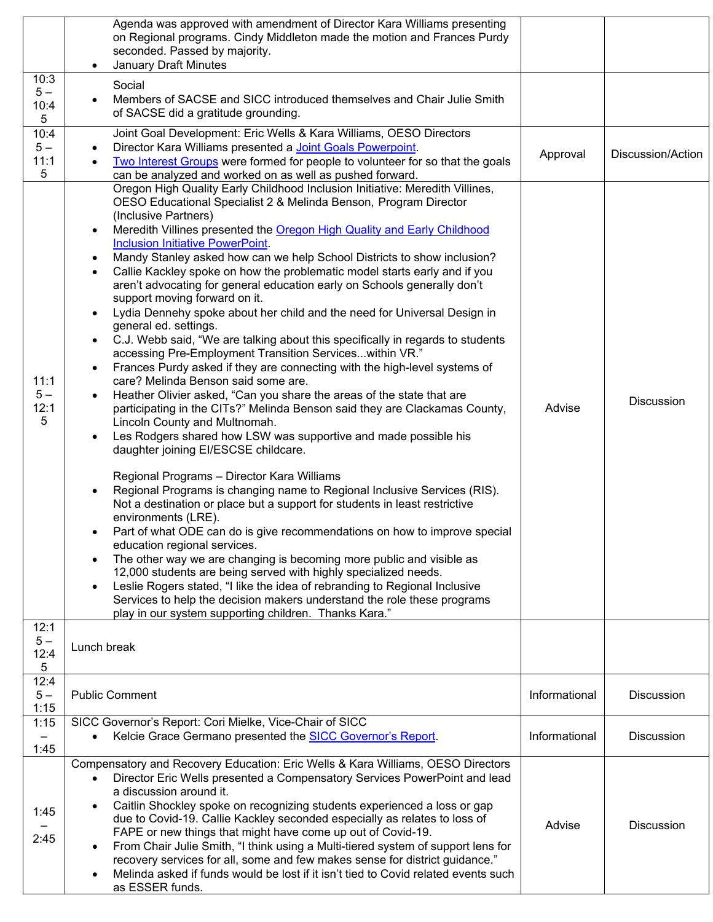| | | | |
|---|---|---|---|
| | Agenda was approved with amendment of Director Kara Williams presenting on Regional programs. Cindy Middleton made the motion and Frances Purdy seconded. Passed by majority.<br>• January Draft Minutes | | |
| 10:35 – 10:45 | Social<br>• Members of SACSE and SICC introduced themselves and Chair Julie Smith of SACSE did a gratitude grounding. | | |
| 10:45 – 11:15 | Joint Goal Development: Eric Wells & Kara Williams, OESO Directors<br>• Director Kara Williams presented a Joint Goals Powerpoint.<br>• Two Interest Groups were formed for people to volunteer for so that the goals can be analyzed and worked on as well as pushed forward. | Approval | Discussion/Action |
| 11:15 – 12:15 | Oregon High Quality Early Childhood Inclusion Initiative: Meredith Villines, OESO Educational Specialist 2 & Melinda Benson, Program Director (Inclusive Partners)<br>• Meredith Villines presented the Oregon High Quality and Early Childhood Inclusion Initiative PowerPoint.<br>• Mandy Stanley asked how can we help School Districts to show inclusion?<br>• Callie Kackley spoke on how the problematic model starts early and if you aren't advocating for general education early on Schools generally don't support moving forward on it.<br>• Lydia Dennehy spoke about her child and the need for Universal Design in general ed. settings.<br>• C.J. Webb said, "We are talking about this specifically in regards to students accessing Pre-Employment Transition Services...within VR."<br>• Frances Purdy asked if they are connecting with the high-level systems of care? Melinda Benson said some are.<br>• Heather Olivier asked, "Can you share the areas of the state that are participating in the CITs?" Melinda Benson said they are Clackamas County, Lincoln County and Multnomah.<br>• Les Rodgers shared how LSW was supportive and made possible his daughter joining EI/ESCSE childcare.<br><br>Regional Programs – Director Kara Williams<br>• Regional Programs is changing name to Regional Inclusive Services (RIS). Not a destination or place but a support for students in least restrictive environments (LRE).<br>• Part of what ODE can do is give recommendations on how to improve special education regional services.<br>• The other way we are changing is becoming more public and visible as 12,000 students are being served with highly specialized needs.<br>• Leslie Rogers stated, "I like the idea of rebranding to Regional Inclusive Services to help the decision makers understand the role these programs play in our system supporting children. Thanks Kara." | Advise | Discussion |
| 12:15 – 12:45 | Lunch break | | |
| 12:45 – 1:15 | Public Comment | Informational | Discussion |
| 1:15 – 1:45 | SICC Governor's Report: Cori Mielke, Vice-Chair of SICC<br>• Kelcie Grace Germano presented the SICC Governor's Report. | Informational | Discussion |
| 1:45 – 2:45 | Compensatory and Recovery Education: Eric Wells & Kara Williams, OESO Directors<br>• Director Eric Wells presented a Compensatory Services PowerPoint and lead a discussion around it.<br>• Caitlin Shockley spoke on recognizing students experienced a loss or gap due to Covid-19. Callie Kackley seconded especially as relates to loss of FAPE or new things that might have come up out of Covid-19.<br>• From Chair Julie Smith, "I think using a Multi-tiered system of support lens for recovery services for all, some and few makes sense for district guidance."<br>• Melinda asked if funds would be lost if it isn't tied to Covid related events such as ESSER funds. | Advise | Discussion |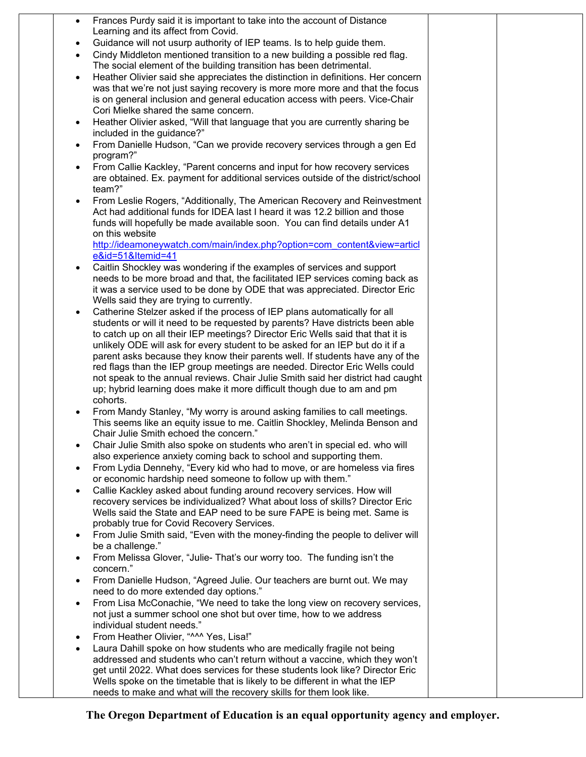- Frances Purdy said it is important to take into the account of Distance Learning and its affect from Covid.
- Guidance will not usurp authority of IEP teams. Is to help guide them.
- Cindy Middleton mentioned transition to a new building a possible red flag. The social element of the building transition has been detrimental.
- Heather Olivier said she appreciates the distinction in definitions. Her concern was that we're not just saying recovery is more more more and that the focus is on general inclusion and general education access with peers. Vice-Chair Cori Mielke shared the same concern.
- Heather Olivier asked, "Will that language that you are currently sharing be included in the guidance?"
- From Danielle Hudson, "Can we provide recovery services through a gen Ed program?"
- From Callie Kackley, "Parent concerns and input for how recovery services are obtained. Ex. payment for additional services outside of the district/school team?"
- From Leslie Rogers, "Additionally, The American Recovery and Reinvestment Act had additional funds for IDEA last I heard it was 12.2 billion and those funds will hopefully be made available soon. You can find details under A1 on this website http://ideamoneywatch.com/main/index.php?option=com_content&view=article&id=51&Itemid=41
- Caitlin Shockley was wondering if the examples of services and support needs to be more broad and that, the facilitated IEP services coming back as it was a service used to be done by ODE that was appreciated. Director Eric Wells said they are trying to currently.
- Catherine Stelzer asked if the process of IEP plans automatically for all students or will it need to be requested by parents? Have districts been able to catch up on all their IEP meetings? Director Eric Wells said that that it is unlikely ODE will ask for every student to be asked for an IEP but do it if a parent asks because they know their parents well. If students have any of the red flags than the IEP group meetings are needed. Director Eric Wells could not speak to the annual reviews. Chair Julie Smith said her district had caught up; hybrid learning does make it more difficult though due to am and pm cohorts.
- From Mandy Stanley, "My worry is around asking families to call meetings. This seems like an equity issue to me. Caitlin Shockley, Melinda Benson and Chair Julie Smith echoed the concern."
- Chair Julie Smith also spoke on students who aren't in special ed. who will also experience anxiety coming back to school and supporting them.
- From Lydia Dennehy, "Every kid who had to move, or are homeless via fires or economic hardship need someone to follow up with them."
- Callie Kackley asked about funding around recovery services. How will recovery services be individualized? What about loss of skills? Director Eric Wells said the State and EAP need to be sure FAPE is being met. Same is probably true for Covid Recovery Services.
- From Julie Smith said, "Even with the money-finding the people to deliver will be a challenge."
- From Melissa Glover, "Julie- That's our worry too. The funding isn't the concern."
- From Danielle Hudson, "Agreed Julie. Our teachers are burnt out. We may need to do more extended day options."
- From Lisa McConachie, "We need to take the long view on recovery services, not just a summer school one shot but over time, how to we address individual student needs."
- From Heather Olivier, "^^^ Yes, Lisa!"
- Laura Dahill spoke on how students who are medically fragile not being addressed and students who can't return without a vaccine, which they won't get until 2022. What does services for these students look like? Director Eric Wells spoke on the timetable that is likely to be different in what the IEP needs to make and what will the recovery skills for them look like.

**The Oregon Department of Education is an equal opportunity agency and employer.**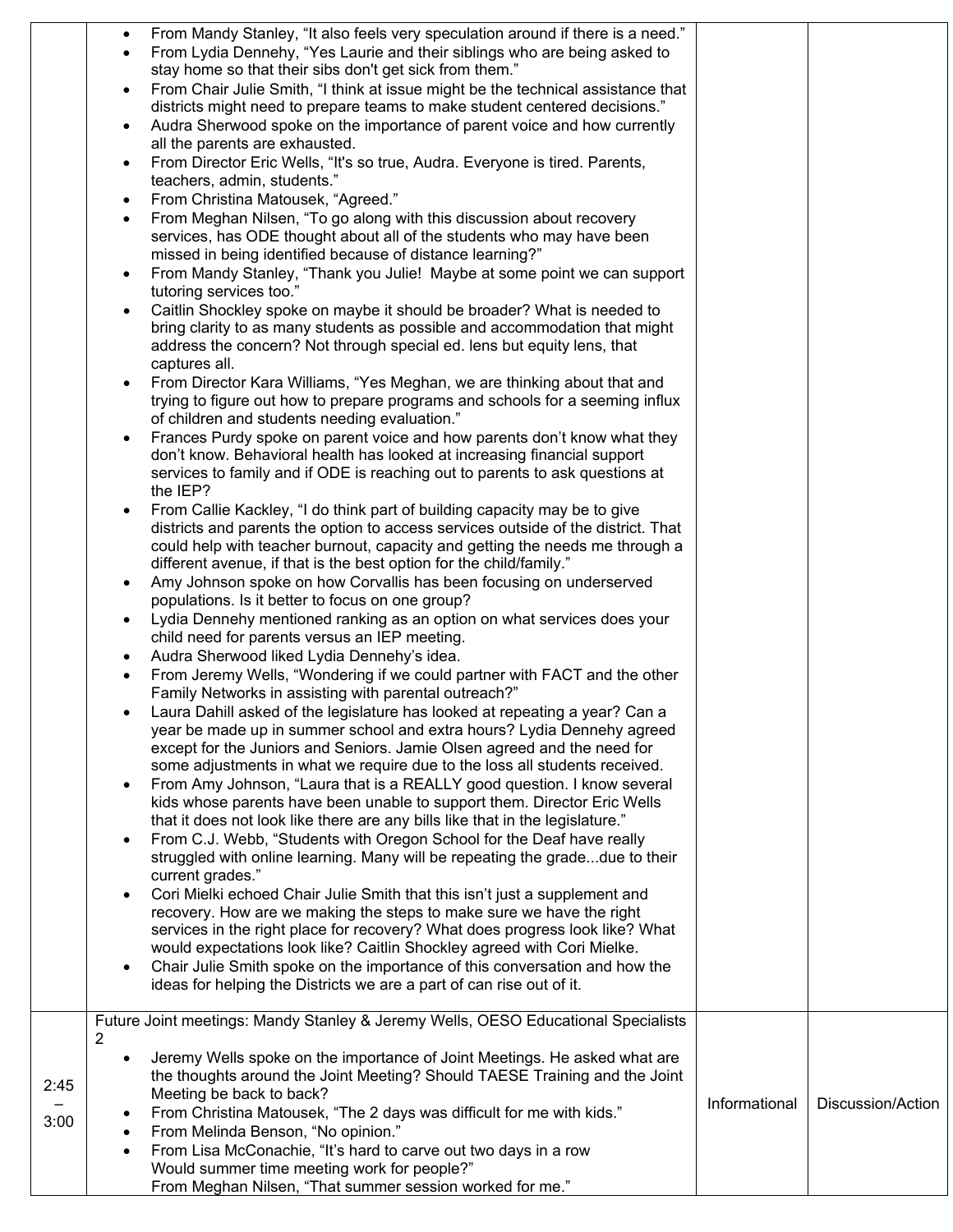| | | | |
|---|---|---|---|
| | • From Mandy Stanley, “It also feels very speculation around if there is a need.”<br>• From Lydia Dennehy, “Yes Laurie and their siblings who are being asked to stay home so that their sibs don't get sick from them.”<br>• From Chair Julie Smith, “I think at issue might be the technical assistance that districts might need to prepare teams to make student centered decisions.”<br>• Audra Sherwood spoke on the importance of parent voice and how currently all the parents are exhausted.<br>• From Director Eric Wells, “It's so true, Audra. Everyone is tired. Parents, teachers, admin, students.”<br>• From Christina Matousek, “Agreed.”<br>• From Meghan Nilsen, “To go along with this discussion about recovery services, has ODE thought about all of the students who may have been missed in being identified because of distance learning?”<br>• From Mandy Stanley, “Thank you Julie! Maybe at some point we can support tutoring services too.”<br>• Caitlin Shockley spoke on maybe it should be broader? What is needed to bring clarity to as many students as possible and accommodation that might address the concern? Not through special ed. lens but equity lens, that captures all.<br>• From Director Kara Williams, “Yes Meghan, we are thinking about that and trying to figure out how to prepare programs and schools for a seeming influx of children and students needing evaluation.”<br>• Frances Purdy spoke on parent voice and how parents don’t know what they don’t know. Behavioral health has looked at increasing financial support services to family and if ODE is reaching out to parents to ask questions at the IEP?<br>• From Callie Kackley, “I do think part of building capacity may be to give districts and parents the option to access services outside of the district. That could help with teacher burnout, capacity and getting the needs me through a different avenue, if that is the best option for the child/family.”<br>• Amy Johnson spoke on how Corvallis has been focusing on underserved populations. Is it better to focus on one group?<br>• Lydia Dennehy mentioned ranking as an option on what services does your child need for parents versus an IEP meeting.<br>• Audra Sherwood liked Lydia Dennehy’s idea.<br>• From Jeremy Wells, “Wondering if we could partner with FACT and the other Family Networks in assisting with parental outreach?”<br>• Laura Dahill asked of the legislature has looked at repeating a year? Can a year be made up in summer school and extra hours? Lydia Dennehy agreed except for the Juniors and Seniors. Jamie Olsen agreed and the need for some adjustments in what we require due to the loss all students received.<br>• From Amy Johnson, “Laura that is a REALLY good question. I know several kids whose parents have been unable to support them. Director Eric Wells that it does not look like there are any bills like that in the legislature.”<br>• From C.J. Webb, “Students with Oregon School for the Deaf have really struggled with online learning. Many will be repeating the grade...due to their current grades.”<br>• Cori Mielki echoed Chair Julie Smith that this isn’t just a supplement and recovery. How are we making the steps to make sure we have the right services in the right place for recovery? What does progress look like? What would expectations look like? Caitlin Shockley agreed with Cori Mielke.<br>• Chair Julie Smith spoke on the importance of this conversation and how the ideas for helping the Districts we are a part of can rise out of it. | | |
| 2:45 – 3:00 | Future Joint meetings: Mandy Stanley & Jeremy Wells, OESO Educational Specialists 2<br>• Jeremy Wells spoke on the importance of Joint Meetings. He asked what are the thoughts around the Joint Meeting? Should TAESE Training and the Joint Meeting be back to back?<br>• From Christina Matousek, “The 2 days was difficult for me with kids.”<br>• From Melinda Benson, “No opinion.”<br>• From Lisa McConachie, “It’s hard to carve out two days in a row Would summer time meeting work for people?” From Meghan Nilsen, “That summer session worked for me.” | Informational | Discussion/Action |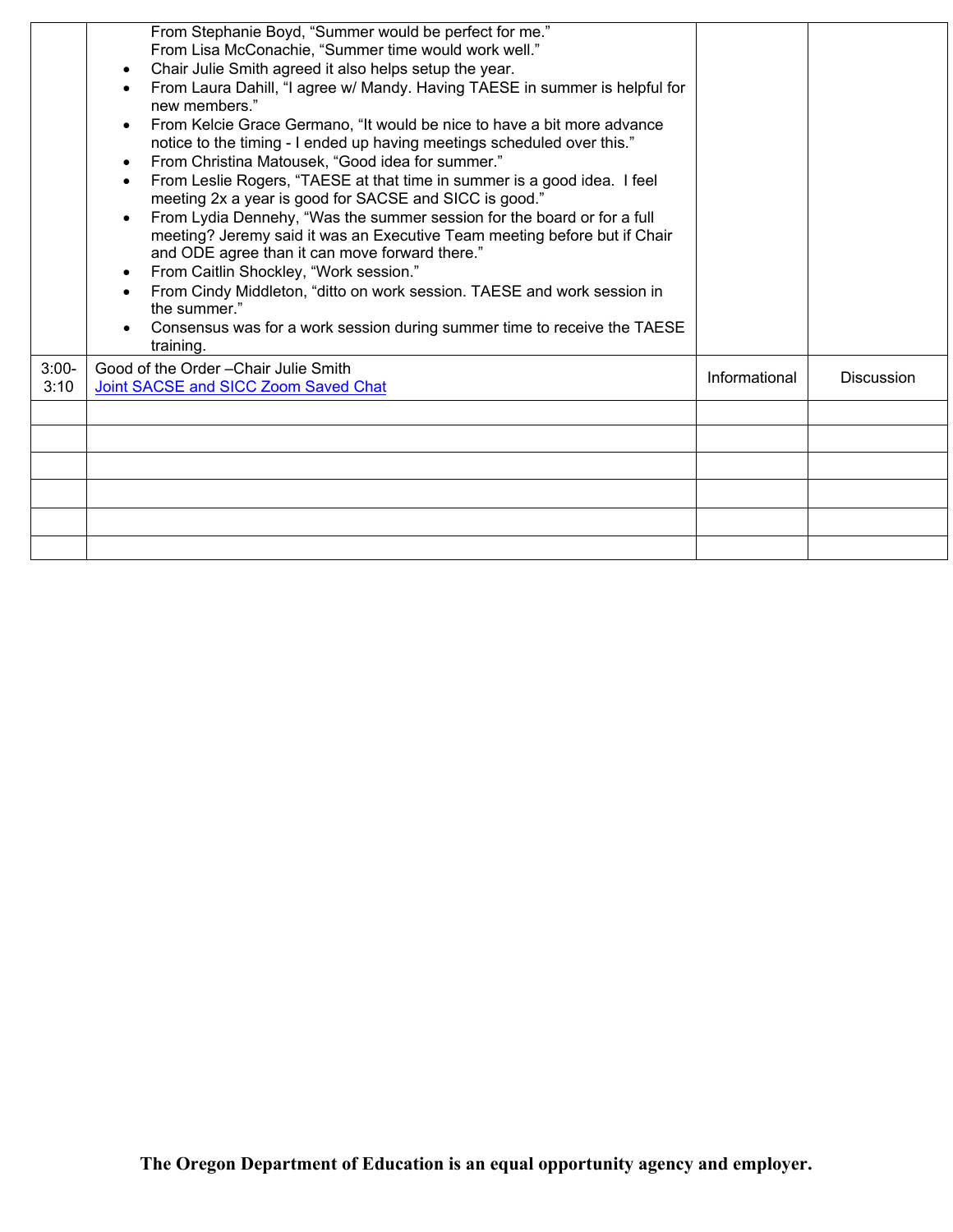| | | | |
|---|---|---|---|
| | From Stephanie Boyd, "Summer would be perfect for me."<br>From Lisa McConachie, "Summer time would work well."<br>• Chair Julie Smith agreed it also helps setup the year.<br>• From Laura Dahill, "I agree w/ Mandy. Having TAESE in summer is helpful for new members."<br>• From Kelcie Grace Germano, "It would be nice to have a bit more advance notice to the timing - I ended up having meetings scheduled over this."<br>• From Christina Matousek, "Good idea for summer."<br>• From Leslie Rogers, "TAESE at that time in summer is a good idea. I feel meeting 2x a year is good for SACSE and SICC is good."<br>• From Lydia Dennehy, "Was the summer session for the board or for a full meeting? Jeremy said it was an Executive Team meeting before but if Chair and ODE agree than it can move forward there."<br>• From Caitlin Shockley, "Work session."<br>• From Cindy Middleton, "ditto on work session. TAESE and work session in the summer."<br>• Consensus was for a work session during summer time to receive the TAESE training. | | |
| 3:00-3:10 | Good of the Order –Chair Julie Smith<br>[Joint SACSE and SICC Zoom Saved Chat]() | Informational | Discussion |
| | | | |
| | | | |
| | | | |
| | | | |
| | | | |
| | | | |

**The Oregon Department of Education is an equal opportunity agency and employer.**